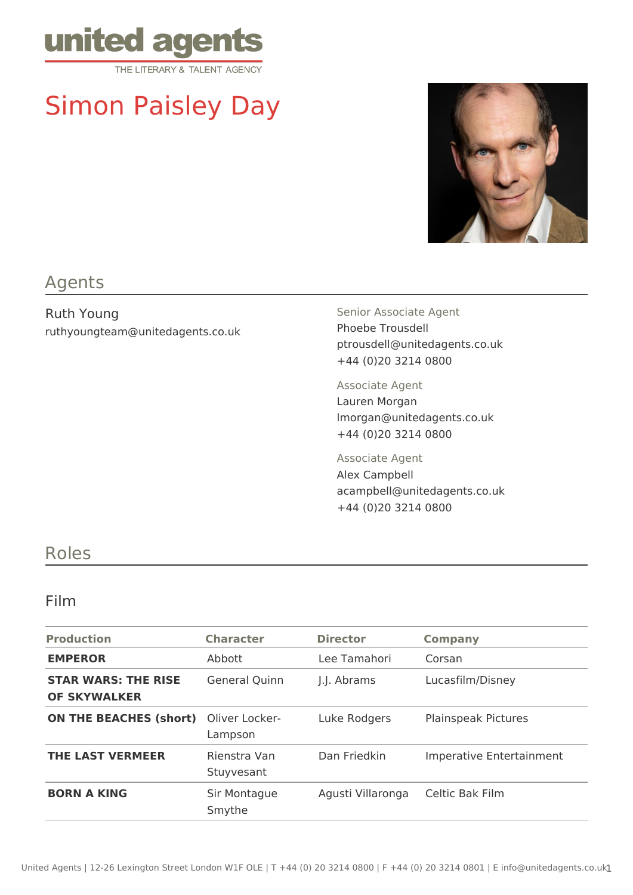united agents
THE LITERARY & TALENT AGENCY

# Simon Paisley Day

## Agents

Ruth Young
ruthyoungteam@unitedagents.co.uk

Senior Associate Agent
Phoebe Trousdell
ptrousdell@unitedagents.co.uk
+44 (0)20 3214 0800

Associate Agent
Lauren Morgan
lmorgan@unitedagents.co.uk
+44 (0)20 3214 0800

Associate Agent
Alex Campbell
acampbell@unitedagents.co.uk
+44 (0)20 3214 0800

## Roles

### Film

| Production | Character | Director | Company |
|---|---|---|---|
| **EMPEROR** | Abbott | Lee Tamahori | Corsan |
| **STAR WARS: THE RISE OF SKYWALKER** | General Quinn | J.J. Abrams | Lucasfilm/Disney |
| **ON THE BEACHES (short)** | Oliver Locker-Lampson | Luke Rodgers | Plainspeak Pictures |
| **THE LAST VERMEER** | Rienstra Van Stuyvesant | Dan Friedkin | Imperative Entertainment |
| **BORN A KING** | Sir Montague Smythe | Agusti Villaronga | Celtic Bak Film |

United Agents | 12-26 Lexington Street London W1F OLE | T +44 (0) 20 3214 0800 | F +44 (0) 20 3214 0801 | E info@unitedagents.co.uk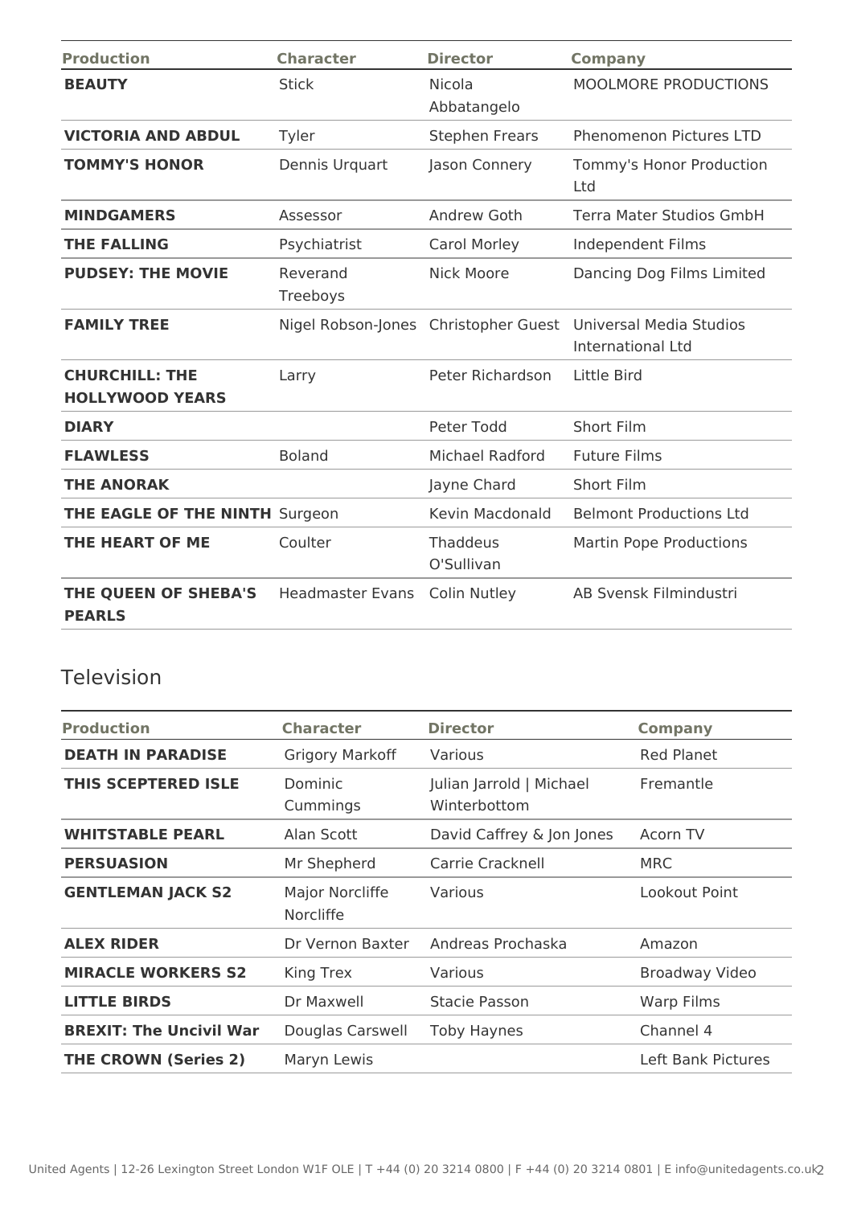| Production | Character | Director | Company |
|---|---|---|---|
| **BEAUTY** | Stick | Nicola Abbatangelo | MOOLMORE PRODUCTIONS |
| **VICTORIA AND ABDUL** | Tyler | Stephen Frears | Phenomenon Pictures LTD |
| **TOMMY'S HONOR** | Dennis Urquart | Jason Connery | Tommy's Honor Production Ltd |
| **MINDGAMERS** | Assessor | Andrew Goth | Terra Mater Studios GmbH |
| **THE FALLING** | Psychiatrist | Carol Morley | Independent Films |
| **PUDSEY: THE MOVIE** | Reverand Treeboys | Nick Moore | Dancing Dog Films Limited |
| **FAMILY TREE** | Nigel Robson-Jones | Christopher Guest | Universal Media Studios International Ltd |
| **CHURCHILL: THE HOLLYWOOD YEARS** | Larry | Peter Richardson | Little Bird |
| **DIARY** | | Peter Todd | Short Film |
| **FLAWLESS** | Boland | Michael Radford | Future Films |
| **THE ANORAK** | | Jayne Chard | Short Film |
| **THE EAGLE OF THE NINTH** | Surgeon | Kevin Macdonald | Belmont Productions Ltd |
| **THE HEART OF ME** | Coulter | Thaddeus O'Sullivan | Martin Pope Productions |
| **THE QUEEN OF SHEBA'S PEARLS** | Headmaster Evans | Colin Nutley | AB Svensk Filmindustri |

## Television

| Production | Character | Director | Company |
|---|---|---|---|
| **DEATH IN PARADISE** | Grigory Markoff | Various | Red Planet |
| **THIS SCEPTERED ISLE** | Dominic Cummings | Julian Jarrold \| Michael Winterbottom | Fremantle |
| **WHITSTABLE PEARL** | Alan Scott | David Caffrey & Jon Jones | Acorn TV |
| **PERSUASION** | Mr Shepherd | Carrie Cracknell | MRC |
| **GENTLEMAN JACK S2** | Major Norcliffe Norcliffe | Various | Lookout Point |
| **ALEX RIDER** | Dr Vernon Baxter | Andreas Prochaska | Amazon |
| **MIRACLE WORKERS S2** | King Trex | Various | Broadway Video |
| **LITTLE BIRDS** | Dr Maxwell | Stacie Passon | Warp Films |
| **BREXIT: The Uncivil War** | Douglas Carswell | Toby Haynes | Channel 4 |
| **THE CROWN (Series 2)** | Maryn Lewis | | Left Bank Pictures |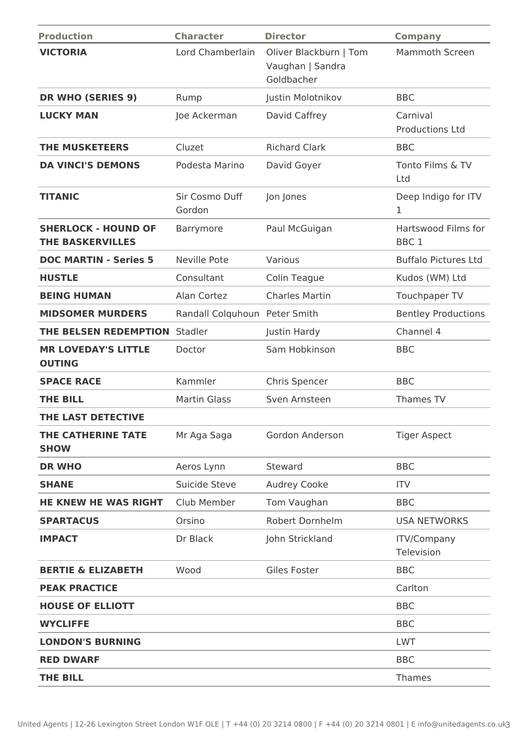| Production | Character | Director | Company |
|---|---|---|---|
| **VICTORIA** | Lord Chamberlain | Oliver Blackburn \| Tom Vaughan \| Sandra Goldbacher | Mammoth Screen |
| **DR WHO (SERIES 9)** | Rump | Justin Molotnikov | BBC |
| **LUCKY MAN** | Joe Ackerman | David Caffrey | Carnival Productions Ltd |
| **THE MUSKETEERS** | Cluzet | Richard Clark | BBC |
| **DA VINCI'S DEMONS** | Podesta Marino | David Goyer | Tonto Films & TV Ltd |
| **TITANIC** | Sir Cosmo Duff Gordon | Jon Jones | Deep Indigo for ITV 1 |
| **SHERLOCK - HOUND OF THE BASKERVILLES** | Barrymore | Paul McGuigan | Hartswood Films for BBC 1 |
| **DOC MARTIN - Series 5** | Neville Pote | Various | Buffalo Pictures Ltd |
| **HUSTLE** | Consultant | Colin Teague | Kudos (WM) Ltd |
| **BEING HUMAN** | Alan Cortez | Charles Martin | Touchpaper TV |
| **MIDSOMER MURDERS** | Randall Colquhoun | Peter Smith | Bentley Productions |
| **THE BELSEN REDEMPTION** | Stadler | Justin Hardy | Channel 4 |
| **MR LOVEDAY'S LITTLE OUTING** | Doctor | Sam Hobkinson | BBC |
| **SPACE RACE** | Kammler | Chris Spencer | BBC |
| **THE BILL** | Martin Glass | Sven Arnsteen | Thames TV |
| **THE LAST DETECTIVE** | | | |
| **THE CATHERINE TATE SHOW** | Mr Aga Saga | Gordon Anderson | Tiger Aspect |
| **DR WHO** | Aeros Lynn | Steward | BBC |
| **SHANE** | Suicide Steve | Audrey Cooke | ITV |
| **HE KNEW HE WAS RIGHT** | Club Member | Tom Vaughan | BBC |
| **SPARTACUS** | Orsino | Robert Dornhelm | USA NETWORKS |
| **IMPACT** | Dr Black | John Strickland | ITV/Company Television |
| **BERTIE & ELIZABETH** | Wood | Giles Foster | BBC |
| **PEAK PRACTICE** | | | Carlton |
| **HOUSE OF ELLIOTT** | | | BBC |
| **WYCLIFFE** | | | BBC |
| **LONDON'S BURNING** | | | LWT |
| **RED DWARF** | | | BBC |
| **THE BILL** | | | Thames |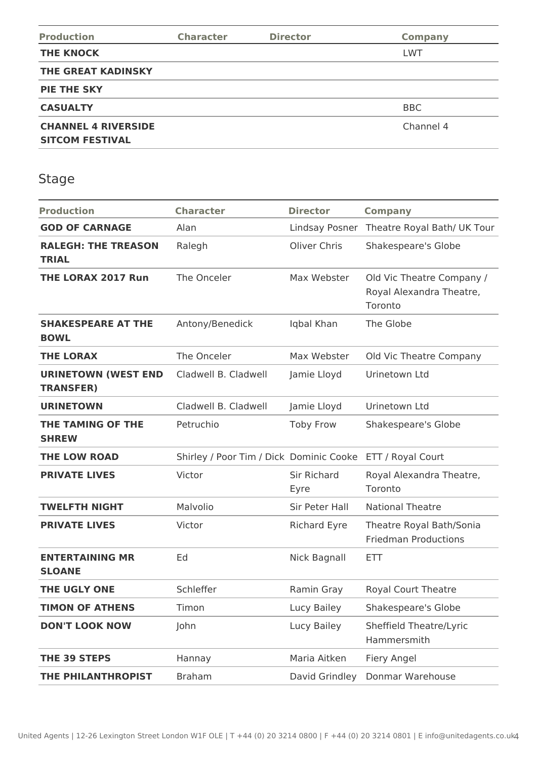| Production | Character | Director | Company |
| --- | --- | --- | --- |
| **THE KNOCK** | | | LWT |
| **THE GREAT KADINSKY** | | | |
| **PIE THE SKY** | | | |
| **CASUALTY** | | | BBC |
| **CHANNEL 4 RIVERSIDE SITCOM FESTIVAL** | | | Channel 4 |

## Stage

| Production | Character | Director | Company |
| --- | --- | --- | --- |
| **GOD OF CARNAGE** | Alan | Lindsay Posner | Theatre Royal Bath/ UK Tour |
| **RALEGH: THE TREASON TRIAL** | Ralegh | Oliver Chris | Shakespeare's Globe |
| **THE LORAX 2017 Run** | The Onceler | Max Webster | Old Vic Theatre Company / Royal Alexandra Theatre, Toronto |
| **SHAKESPEARE AT THE BOWL** | Antony/Benedick | Iqbal Khan | The Globe |
| **THE LORAX** | The Onceler | Max Webster | Old Vic Theatre Company |
| **URINETOWN (WEST END TRANSFER)** | Cladwell B. Cladwell | Jamie Lloyd | Urinetown Ltd |
| **URINETOWN** | Cladwell B. Cladwell | Jamie Lloyd | Urinetown Ltd |
| **THE TAMING OF THE SHREW** | Petruchio | Toby Frow | Shakespeare's Globe |
| **THE LOW ROAD** | Shirley / Poor Tim / Dick | Dominic Cooke | ETT / Royal Court |
| **PRIVATE LIVES** | Victor | Sir Richard Eyre | Royal Alexandra Theatre, Toronto |
| **TWELFTH NIGHT** | Malvolio | Sir Peter Hall | National Theatre |
| **PRIVATE LIVES** | Victor | Richard Eyre | Theatre Royal Bath/Sonia Friedman Productions |
| **ENTERTAINING MR SLOANE** | Ed | Nick Bagnall | ETT |
| **THE UGLY ONE** | Schleffer | Ramin Gray | Royal Court Theatre |
| **TIMON OF ATHENS** | Timon | Lucy Bailey | Shakespeare's Globe |
| **DON'T LOOK NOW** | John | Lucy Bailey | Sheffield Theatre/Lyric Hammersmith |
| **THE 39 STEPS** | Hannay | Maria Aitken | Fiery Angel |
| **THE PHILANTHROPIST** | Braham | David Grindley | Donmar Warehouse |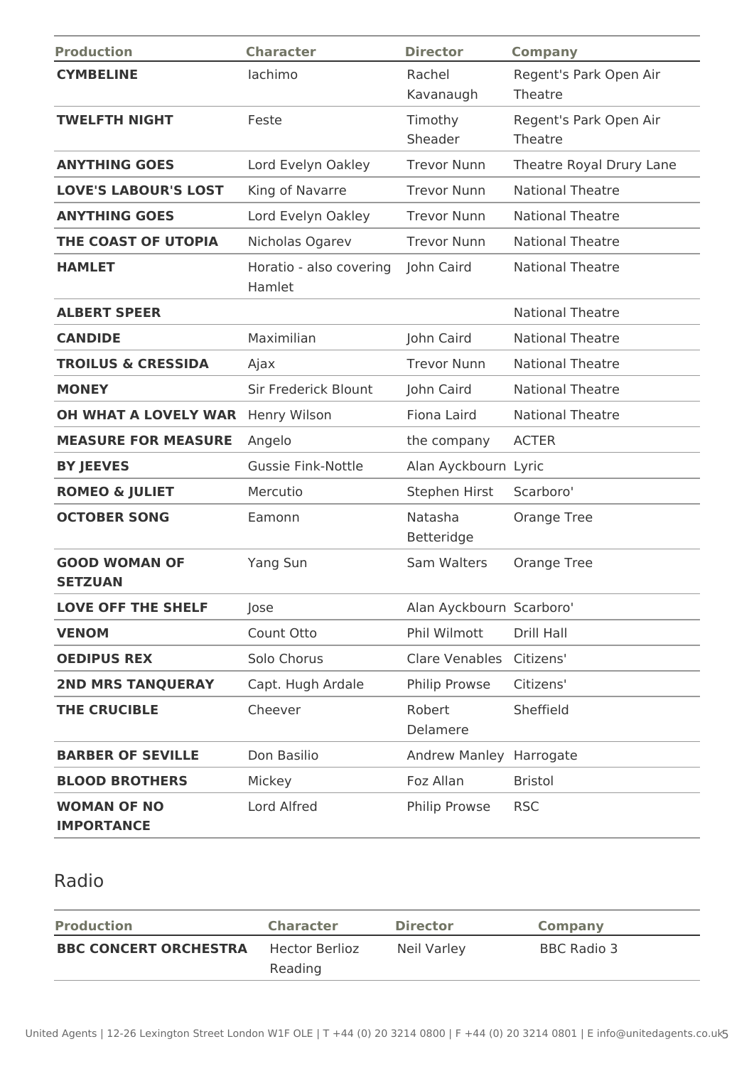| Production | Character | Director | Company |
|---|---|---|---|
| **CYMBELINE** | Iachimo | Rachel Kavanaugh | Regent's Park Open Air Theatre |
| **TWELFTH NIGHT** | Feste | Timothy Sheader | Regent's Park Open Air Theatre |
| **ANYTHING GOES** | Lord Evelyn Oakley | Trevor Nunn | Theatre Royal Drury Lane |
| **LOVE'S LABOUR'S LOST** | King of Navarre | Trevor Nunn | National Theatre |
| **ANYTHING GOES** | Lord Evelyn Oakley | Trevor Nunn | National Theatre |
| **THE COAST OF UTOPIA** | Nicholas Ogarev | Trevor Nunn | National Theatre |
| **HAMLET** | Horatio - also covering Hamlet | John Caird | National Theatre |
| **ALBERT SPEER** | | | National Theatre |
| **CANDIDE** | Maximilian | John Caird | National Theatre |
| **TROILUS & CRESSIDA** | Ajax | Trevor Nunn | National Theatre |
| **MONEY** | Sir Frederick Blount | John Caird | National Theatre |
| **OH WHAT A LOVELY WAR** | Henry Wilson | Fiona Laird | National Theatre |
| **MEASURE FOR MEASURE** | Angelo | the company | ACTER |
| **BY JEEVES** | Gussie Fink-Nottle | Alan Ayckbourn | Lyric |
| **ROMEO & JULIET** | Mercutio | Stephen Hirst | Scarboro' |
| **OCTOBER SONG** | Eamonn | Natasha Betteridge | Orange Tree |
| **GOOD WOMAN OF SETZUAN** | Yang Sun | Sam Walters | Orange Tree |
| **LOVE OFF THE SHELF** | Jose | Alan Ayckbourn | Scarboro' |
| **VENOM** | Count Otto | Phil Wilmott | Drill Hall |
| **OEDIPUS REX** | Solo Chorus | Clare Venables | Citizens' |
| **2ND MRS TANQUERAY** | Capt. Hugh Ardale | Philip Prowse | Citizens' |
| **THE CRUCIBLE** | Cheever | Robert Delamere | Sheffield |
| **BARBER OF SEVILLE** | Don Basilio | Andrew Manley | Harrogate |
| **BLOOD BROTHERS** | Mickey | Foz Allan | Bristol |
| **WOMAN OF NO IMPORTANCE** | Lord Alfred | Philip Prowse | RSC |

## Radio

| Production | Character | Director | Company |
|---|---|---|---|
| **BBC CONCERT ORCHESTRA** | Hector Berlioz Reading | Neil Varley | BBC Radio 3 |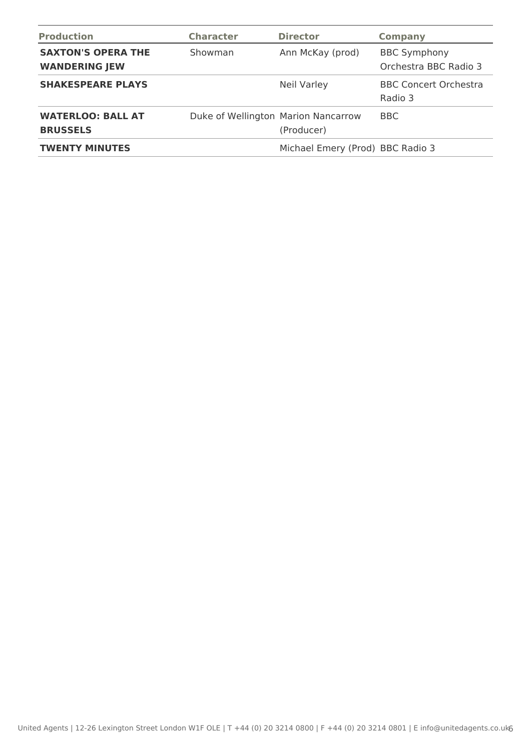| Production | Character | Director | Company |
|---|---|---|---|
| **SAXTON'S OPERA THE WANDERING JEW** | Showman | Ann McKay (prod) | BBC Symphony Orchestra BBC Radio 3 |
| **SHAKESPEARE PLAYS** | | Neil Varley | BBC Concert Orchestra Radio 3 |
| **WATERLOO: BALL AT BRUSSELS** | Duke of Wellington | Marion Nancarrow (Producer) | BBC |
| **TWENTY MINUTES** | | Michael Emery (Prod) | BBC Radio 3 |